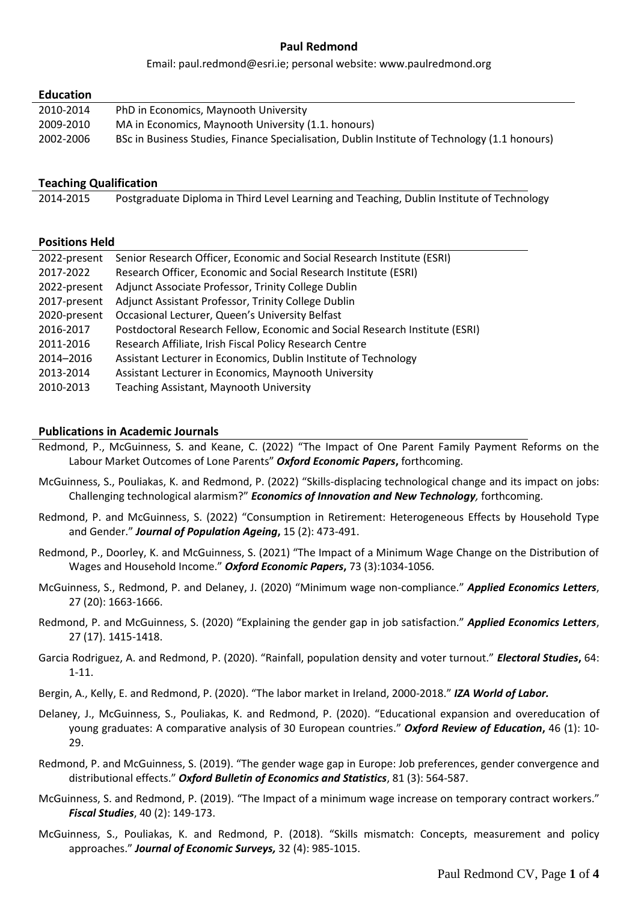# Paul Redmond

Email: paul.redmond@esri.ie; personal website: www.paulredmond.org

## Education

| | |
|---|---|
| 2010-2014 | PhD in Economics, Maynooth University |
| 2009-2010 | MA in Economics, Maynooth University (1.1. honours) |
| 2002-2006 | BSc in Business Studies, Finance Specialisation, Dublin Institute of Technology (1.1 honours) |

## Teaching Qualification

| | |
|---|---|
| 2014-2015 | Postgraduate Diploma in Third Level Learning and Teaching, Dublin Institute of Technology |

## Positions Held

| | |
|---|---|
| 2022-present | Senior Research Officer, Economic and Social Research Institute (ESRI) |
| 2017-2022 | Research Officer, Economic and Social Research Institute (ESRI) |
| 2022-present | Adjunct Associate Professor, Trinity College Dublin |
| 2017-present | Adjunct Assistant Professor, Trinity College Dublin |
| 2020-present | Occasional Lecturer, Queen's University Belfast |
| 2016-2017 | Postdoctoral Research Fellow, Economic and Social Research Institute (ESRI) |
| 2011-2016 | Research Affiliate, Irish Fiscal Policy Research Centre |
| 2014–2016 | Assistant Lecturer in Economics, Dublin Institute of Technology |
| 2013-2014 | Assistant Lecturer in Economics, Maynooth University |
| 2010-2013 | Teaching Assistant, Maynooth University |

## Publications in Academic Journals

Redmond, P., McGuinness, S. and Keane, C. (2022) "The Impact of One Parent Family Payment Reforms on the Labour Market Outcomes of Lone Parents" ***Oxford Economic Papers*****,** forthcoming.

McGuinness, S., Pouliakas, K. and Redmond, P. (2022) "Skills-displacing technological change and its impact on jobs: Challenging technological alarmism?" ***Economics of Innovation and New Technology****,* forthcoming.

Redmond, P. and McGuinness, S. (2022) "Consumption in Retirement: Heterogeneous Effects by Household Type and Gender." ***Journal of Population Ageing*****,** 15 (2): 473-491.

Redmond, P., Doorley, K. and McGuinness, S. (2021) "The Impact of a Minimum Wage Change on the Distribution of Wages and Household Income." ***Oxford Economic Papers*****,** 73 (3):1034-1056.

McGuinness, S., Redmond, P. and Delaney, J. (2020) "Minimum wage non-compliance." ***Applied Economics Letters***, 27 (20): 1663-1666.

Redmond, P. and McGuinness, S. (2020) "Explaining the gender gap in job satisfaction." ***Applied Economics Letters***, 27 (17). 1415-1418.

Garcia Rodriguez, A. and Redmond, P. (2020). "Rainfall, population density and voter turnout." ***Electoral Studies*****,** 64: 1-11.

Bergin, A., Kelly, E. and Redmond, P. (2020). "The labor market in Ireland, 2000-2018." ***IZA World of Labor.***

Delaney, J., McGuinness, S., Pouliakas, K. and Redmond, P. (2020). "Educational expansion and overeducation of young graduates: A comparative analysis of 30 European countries." ***Oxford Review of Education*****,** 46 (1): 10-29.

Redmond, P. and McGuinness, S. (2019). "The gender wage gap in Europe: Job preferences, gender convergence and distributional effects." ***Oxford Bulletin of Economics and Statistics***, 81 (3): 564-587.

McGuinness, S. and Redmond, P. (2019). "The Impact of a minimum wage increase on temporary contract workers." ***Fiscal Studies***, 40 (2): 149-173.

McGuinness, S., Pouliakas, K. and Redmond, P. (2018). "Skills mismatch: Concepts, measurement and policy approaches." ***Journal of Economic Surveys,*** 32 (4): 985-1015.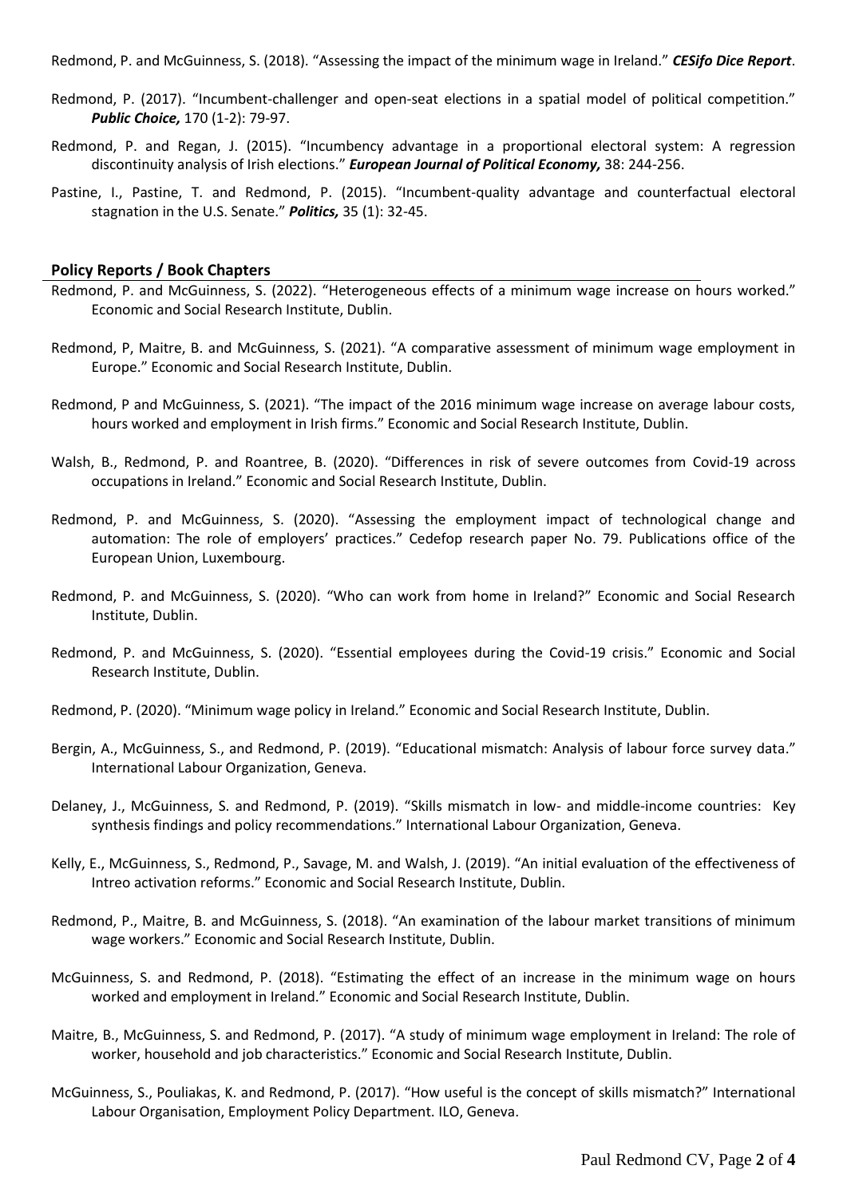Redmond, P. and McGuinness, S. (2018). "Assessing the impact of the minimum wage in Ireland." ***CESifo Dice Report***.

Redmond, P. (2017). "Incumbent-challenger and open-seat elections in a spatial model of political competition." ***Public Choice,*** 170 (1-2): 79-97.

Redmond, P. and Regan, J. (2015). "Incumbency advantage in a proportional electoral system: A regression discontinuity analysis of Irish elections." ***European Journal of Political Economy,*** 38: 244-256.

Pastine, I., Pastine, T. and Redmond, P. (2015). "Incumbent-quality advantage and counterfactual electoral stagnation in the U.S. Senate." ***Politics,*** 35 (1): 32-45.

## Policy Reports / Book Chapters

Redmond, P. and McGuinness, S. (2022). "Heterogeneous effects of a minimum wage increase on hours worked." Economic and Social Research Institute, Dublin.

Redmond, P, Maitre, B. and McGuinness, S. (2021). "A comparative assessment of minimum wage employment in Europe." Economic and Social Research Institute, Dublin.

Redmond, P and McGuinness, S. (2021). "The impact of the 2016 minimum wage increase on average labour costs, hours worked and employment in Irish firms." Economic and Social Research Institute, Dublin.

Walsh, B., Redmond, P. and Roantree, B. (2020). "Differences in risk of severe outcomes from Covid-19 across occupations in Ireland." Economic and Social Research Institute, Dublin.

Redmond, P. and McGuinness, S. (2020). "Assessing the employment impact of technological change and automation: The role of employers' practices." Cedefop research paper No. 79. Publications office of the European Union, Luxembourg.

Redmond, P. and McGuinness, S. (2020). "Who can work from home in Ireland?" Economic and Social Research Institute, Dublin.

Redmond, P. and McGuinness, S. (2020). "Essential employees during the Covid-19 crisis." Economic and Social Research Institute, Dublin.

Redmond, P. (2020). "Minimum wage policy in Ireland." Economic and Social Research Institute, Dublin.

Bergin, A., McGuinness, S., and Redmond, P. (2019). "Educational mismatch: Analysis of labour force survey data." International Labour Organization, Geneva.

Delaney, J., McGuinness, S. and Redmond, P. (2019). "Skills mismatch in low- and middle-income countries: Key synthesis findings and policy recommendations." International Labour Organization, Geneva.

Kelly, E., McGuinness, S., Redmond, P., Savage, M. and Walsh, J. (2019). "An initial evaluation of the effectiveness of Intreo activation reforms." Economic and Social Research Institute, Dublin.

Redmond, P., Maitre, B. and McGuinness, S. (2018). "An examination of the labour market transitions of minimum wage workers." Economic and Social Research Institute, Dublin.

McGuinness, S. and Redmond, P. (2018). "Estimating the effect of an increase in the minimum wage on hours worked and employment in Ireland." Economic and Social Research Institute, Dublin.

Maitre, B., McGuinness, S. and Redmond, P. (2017). "A study of minimum wage employment in Ireland: The role of worker, household and job characteristics." Economic and Social Research Institute, Dublin.

McGuinness, S., Pouliakas, K. and Redmond, P. (2017). "How useful is the concept of skills mismatch?" International Labour Organisation, Employment Policy Department. ILO, Geneva.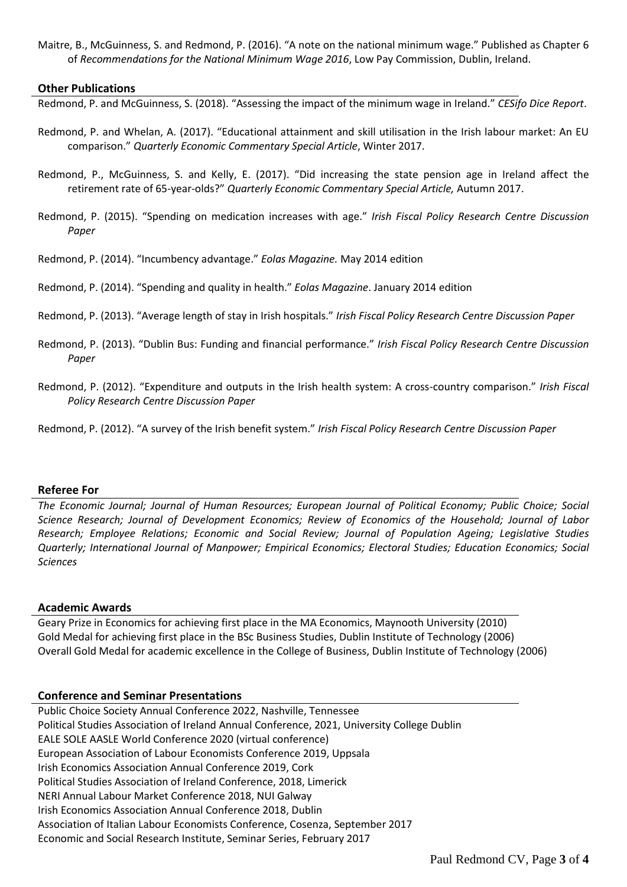Maitre, B., McGuinness, S. and Redmond, P. (2016). "A note on the national minimum wage." Published as Chapter 6 of *Recommendations for the National Minimum Wage 2016*, Low Pay Commission, Dublin, Ireland.

## Other Publications

Redmond, P. and McGuinness, S. (2018). "Assessing the impact of the minimum wage in Ireland." *CESifo Dice Report*.

Redmond, P. and Whelan, A. (2017). "Educational attainment and skill utilisation in the Irish labour market: An EU comparison." *Quarterly Economic Commentary Special Article*, Winter 2017.

Redmond, P., McGuinness, S. and Kelly, E. (2017). "Did increasing the state pension age in Ireland affect the retirement rate of 65-year-olds?" *Quarterly Economic Commentary Special Article,* Autumn 2017.

Redmond, P. (2015). "Spending on medication increases with age." *Irish Fiscal Policy Research Centre Discussion Paper*

Redmond, P. (2014). "Incumbency advantage." *Eolas Magazine.* May 2014 edition

Redmond, P. (2014). "Spending and quality in health." *Eolas Magazine*. January 2014 edition

Redmond, P. (2013). "Average length of stay in Irish hospitals." *Irish Fiscal Policy Research Centre Discussion Paper*

Redmond, P. (2013). "Dublin Bus: Funding and financial performance." *Irish Fiscal Policy Research Centre Discussion Paper*

Redmond, P. (2012). "Expenditure and outputs in the Irish health system: A cross-country comparison." *Irish Fiscal Policy Research Centre Discussion Paper*

Redmond, P. (2012). "A survey of the Irish benefit system." *Irish Fiscal Policy Research Centre Discussion Paper*

## Referee For

*The Economic Journal; Journal of Human Resources; European Journal of Political Economy; Public Choice; Social Science Research; Journal of Development Economics; Review of Economics of the Household; Journal of Labor Research; Employee Relations; Economic and Social Review; Journal of Population Ageing; Legislative Studies Quarterly; International Journal of Manpower; Empirical Economics; Electoral Studies; Education Economics; Social Sciences*

## Academic Awards

Geary Prize in Economics for achieving first place in the MA Economics, Maynooth University (2010)
Gold Medal for achieving first place in the BSc Business Studies, Dublin Institute of Technology (2006)
Overall Gold Medal for academic excellence in the College of Business, Dublin Institute of Technology (2006)

## Conference and Seminar Presentations

Public Choice Society Annual Conference 2022, Nashville, Tennessee
Political Studies Association of Ireland Annual Conference, 2021, University College Dublin
EALE SOLE AASLE World Conference 2020 (virtual conference)
European Association of Labour Economists Conference 2019, Uppsala
Irish Economics Association Annual Conference 2019, Cork
Political Studies Association of Ireland Conference, 2018, Limerick
NERI Annual Labour Market Conference 2018, NUI Galway
Irish Economics Association Annual Conference 2018, Dublin
Association of Italian Labour Economists Conference, Cosenza, September 2017
Economic and Social Research Institute, Seminar Series, February 2017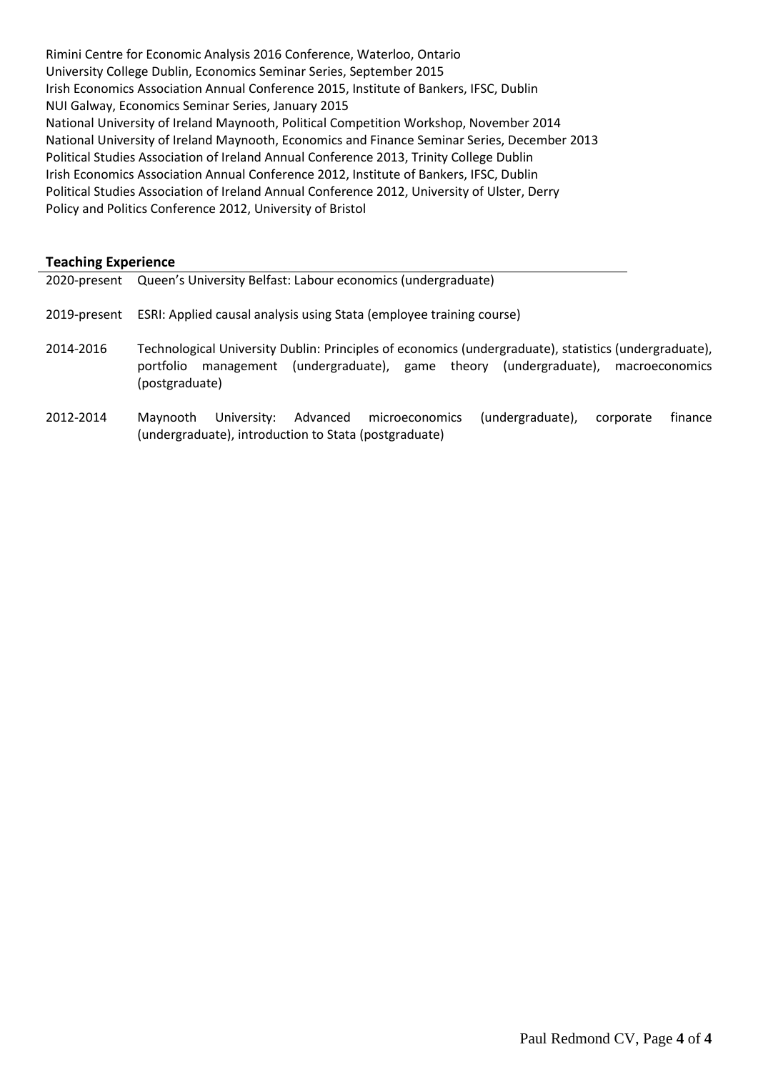Rimini Centre for Economic Analysis 2016 Conference, Waterloo, Ontario
University College Dublin, Economics Seminar Series, September 2015
Irish Economics Association Annual Conference 2015, Institute of Bankers, IFSC, Dublin
NUI Galway, Economics Seminar Series, January 2015
National University of Ireland Maynooth, Political Competition Workshop, November 2014
National University of Ireland Maynooth, Economics and Finance Seminar Series, December 2013
Political Studies Association of Ireland Annual Conference 2013, Trinity College Dublin
Irish Economics Association Annual Conference 2012, Institute of Bankers, IFSC, Dublin
Political Studies Association of Ireland Annual Conference 2012, University of Ulster, Derry
Policy and Politics Conference 2012, University of Bristol

## Teaching Experience

| | |
|---|---|
| 2020-present | Queen's University Belfast: Labour economics (undergraduate) |
| 2019-present | ESRI: Applied causal analysis using Stata (employee training course) |
| 2014-2016 | Technological University Dublin: Principles of economics (undergraduate), statistics (undergraduate), portfolio management (undergraduate), game theory (undergraduate), macroeconomics (postgraduate) |
| 2012-2014 | Maynooth University: Advanced microeconomics (undergraduate), corporate finance (undergraduate), introduction to Stata (postgraduate) |